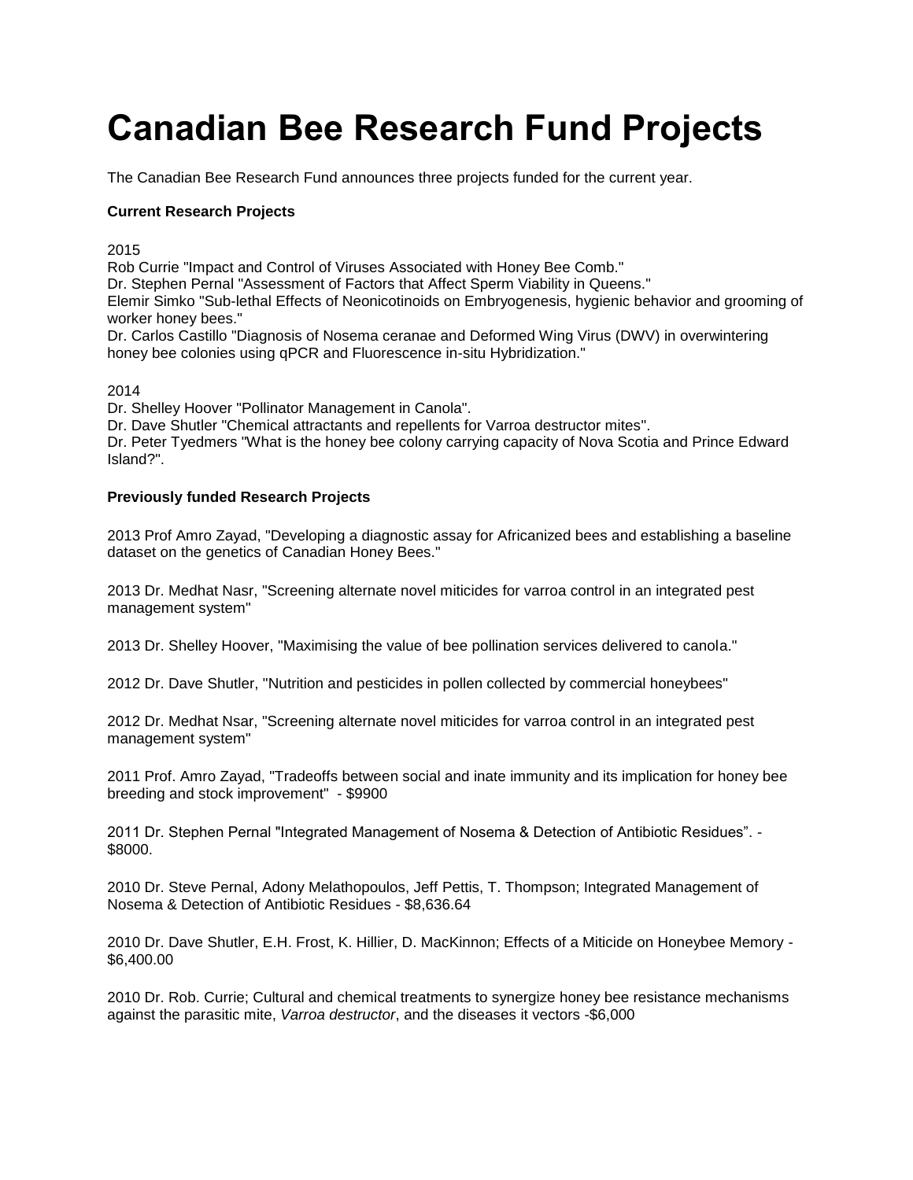# Canadian Bee Research Fund Projects

The Canadian Bee Research Fund announces three projects funded for the current year.

**Current Research Projects**

2015
Rob Currie "Impact and Control of Viruses Associated with Honey Bee Comb."
Dr. Stephen Pernal "Assessment of Factors that Affect Sperm Viability in Queens."
Elemir Simko "Sub-lethal Effects of Neonicotinoids on Embryogenesis, hygienic behavior and grooming of worker honey bees."
Dr. Carlos Castillo "Diagnosis of Nosema ceranae and Deformed Wing Virus (DWV) in overwintering honey bee colonies using qPCR and Fluorescence in-situ Hybridization."

2014
Dr. Shelley Hoover "Pollinator Management in Canola".
Dr. Dave Shutler "Chemical attractants and repellents for Varroa destructor mites".
Dr. Peter Tyedmers "What is the honey bee colony carrying capacity of Nova Scotia and Prince Edward Island?".

**Previously funded Research Projects**

2013 Prof Amro Zayad, "Developing a diagnostic assay for Africanized bees and establishing a baseline dataset on the genetics of Canadian Honey Bees."

2013 Dr. Medhat Nasr, "Screening alternate novel miticides for varroa control in an integrated pest management system"

2013 Dr. Shelley Hoover, "Maximising the value of bee pollination services delivered to canola."

2012 Dr. Dave Shutler, "Nutrition and pesticides in pollen collected by commercial honeybees"

2012 Dr. Medhat Nsar, "Screening alternate novel miticides for varroa control in an integrated pest management system"

2011 Prof. Amro Zayad, "Tradeoffs between social and inate immunity and its implication for honey bee breeding and stock improvement" - $9900

2011 Dr. Stephen Pernal "Integrated Management of Nosema & Detection of Antibiotic Residues”. - $8000.

2010 Dr. Steve Pernal, Adony Melathopoulos, Jeff Pettis, T. Thompson; Integrated Management of Nosema & Detection of Antibiotic Residues - $8,636.64

2010 Dr. Dave Shutler, E.H. Frost, K. Hillier, D. MacKinnon; Effects of a Miticide on Honeybee Memory - $6,400.00

2010 Dr. Rob. Currie; Cultural and chemical treatments to synergize honey bee resistance mechanisms against the parasitic mite, *Varroa destructor*, and the diseases it vectors -$6,000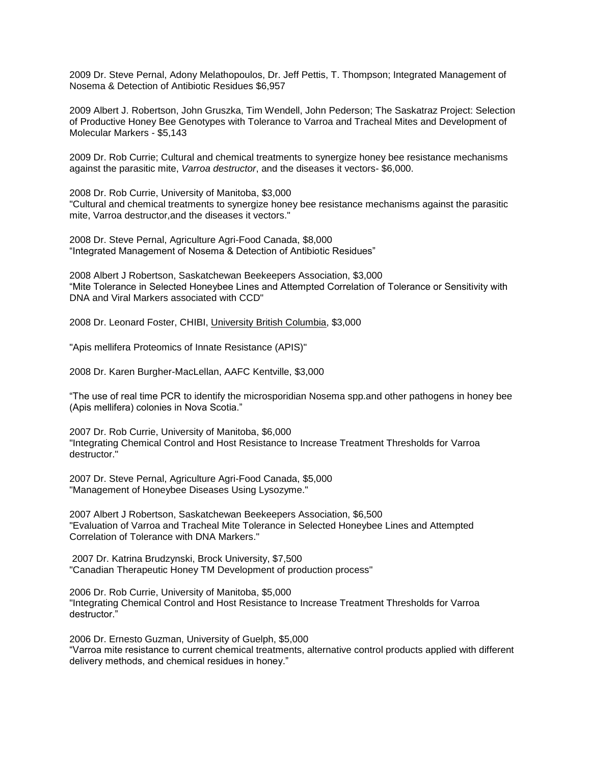2009 Dr. Steve Pernal, Adony Melathopoulos, Dr. Jeff Pettis, T. Thompson; Integrated Management of Nosema & Detection of Antibiotic Residues $6,957

2009 Albert J. Robertson, John Gruszka, Tim Wendell, John Pederson; The Saskatraz Project: Selection of Productive Honey Bee Genotypes with Tolerance to Varroa and Tracheal Mites and Development of Molecular Markers - $5,143

2009 Dr. Rob Currie; Cultural and chemical treatments to synergize honey bee resistance mechanisms against the parasitic mite, *Varroa destructor*, and the diseases it vectors- $6,000.

2008 Dr. Rob Currie, University of Manitoba, $3,000
"Cultural and chemical treatments to synergize honey bee resistance mechanisms against the parasitic mite, Varroa destructor,and the diseases it vectors."

2008 Dr. Steve Pernal, Agriculture Agri-Food Canada, $8,000
"Integrated Management of Nosema & Detection of Antibiotic Residues"

2008 Albert J Robertson, Saskatchewan Beekeepers Association, $3,000
"Mite Tolerance in Selected Honeybee Lines and Attempted Correlation of Tolerance or Sensitivity with DNA and Viral Markers associated with CCD"

2008 Dr. Leonard Foster, CHIBI, University British Columbia, $3,000

"Apis mellifera Proteomics of Innate Resistance (APIS)"

2008 Dr. Karen Burgher-MacLellan, AAFC Kentville, $3,000

"The use of real time PCR to identify the microsporidian Nosema spp.and other pathogens in honey bee (Apis mellifera) colonies in Nova Scotia."

2007 Dr. Rob Currie, University of Manitoba, $6,000
"Integrating Chemical Control and Host Resistance to Increase Treatment Thresholds for Varroa destructor."

2007 Dr. Steve Pernal, Agriculture Agri-Food Canada, $5,000
"Management of Honeybee Diseases Using Lysozyme."

2007 Albert J Robertson, Saskatchewan Beekeepers Association, $6,500
"Evaluation of Varroa and Tracheal Mite Tolerance in Selected Honeybee Lines and Attempted Correlation of Tolerance with DNA Markers."

2007 Dr. Katrina Brudzynski, Brock University, $7,500
"Canadian Therapeutic Honey TM Development of production process"

2006 Dr. Rob Currie, University of Manitoba, $5,000
"Integrating Chemical Control and Host Resistance to Increase Treatment Thresholds for Varroa destructor."

2006 Dr. Ernesto Guzman, University of Guelph, $5,000
"Varroa mite resistance to current chemical treatments, alternative control products applied with different delivery methods, and chemical residues in honey."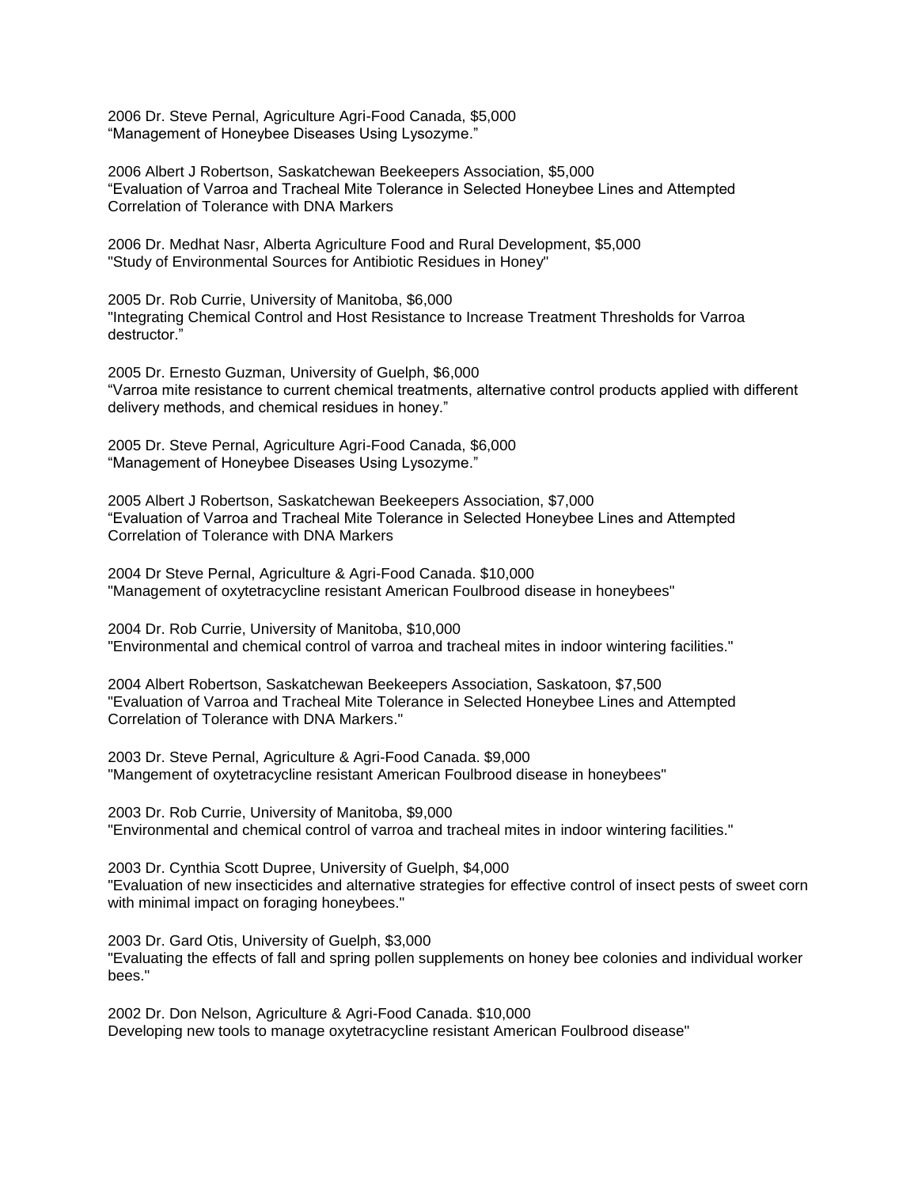2006 Dr. Steve Pernal, Agriculture Agri-Food Canada, $5,000
“Management of Honeybee Diseases Using Lysozyme.”

2006 Albert J Robertson, Saskatchewan Beekeepers Association, $5,000
“Evaluation of Varroa and Tracheal Mite Tolerance in Selected Honeybee Lines and Attempted Correlation of Tolerance with DNA Markers

2006 Dr. Medhat Nasr, Alberta Agriculture Food and Rural Development, $5,000
"Study of Environmental Sources for Antibiotic Residues in Honey"

2005 Dr. Rob Currie, University of Manitoba, $6,000
"Integrating Chemical Control and Host Resistance to Increase Treatment Thresholds for Varroa destructor.”

2005 Dr. Ernesto Guzman, University of Guelph, $6,000
“Varroa mite resistance to current chemical treatments, alternative control products applied with different delivery methods, and chemical residues in honey.”

2005 Dr. Steve Pernal, Agriculture Agri-Food Canada, $6,000
“Management of Honeybee Diseases Using Lysozyme.”

2005 Albert J Robertson, Saskatchewan Beekeepers Association, $7,000
“Evaluation of Varroa and Tracheal Mite Tolerance in Selected Honeybee Lines and Attempted Correlation of Tolerance with DNA Markers

2004 Dr Steve Pernal, Agriculture & Agri-Food Canada. $10,000
"Management of oxytetracycline resistant American Foulbrood disease in honeybees"

2004 Dr. Rob Currie, University of Manitoba, $10,000
"Environmental and chemical control of varroa and tracheal mites in indoor wintering facilities."

2004 Albert Robertson, Saskatchewan Beekeepers Association, Saskatoon, $7,500
"Evaluation of Varroa and Tracheal Mite Tolerance in Selected Honeybee Lines and Attempted Correlation of Tolerance with DNA Markers."

2003 Dr. Steve Pernal, Agriculture & Agri-Food Canada. $9,000
"Mangement of oxytetracycline resistant American Foulbrood disease in honeybees"

2003 Dr. Rob Currie, University of Manitoba, $9,000
"Environmental and chemical control of varroa and tracheal mites in indoor wintering facilities."

2003 Dr. Cynthia Scott Dupree, University of Guelph, $4,000
"Evaluation of new insecticides and alternative strategies for effective control of insect pests of sweet corn with minimal impact on foraging honeybees."

2003 Dr. Gard Otis, University of Guelph, $3,000
"Evaluating the effects of fall and spring pollen supplements on honey bee colonies and individual worker bees."

2002 Dr. Don Nelson, Agriculture & Agri-Food Canada. $10,000
Developing new tools to manage oxytetracycline resistant American Foulbrood disease"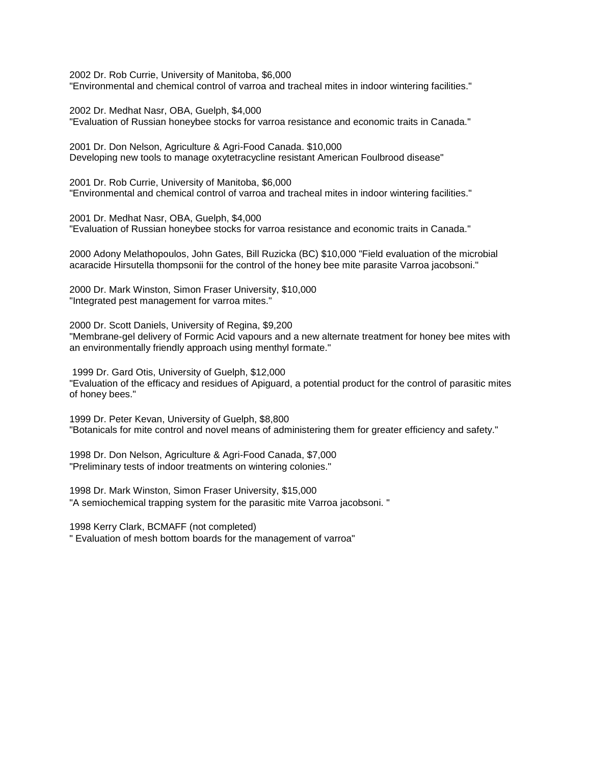2002 Dr. Rob Currie, University of Manitoba, $6,000
"Environmental and chemical control of varroa and tracheal mites in indoor wintering facilities."

2002 Dr. Medhat Nasr, OBA, Guelph, $4,000
"Evaluation of Russian honeybee stocks for varroa resistance and economic traits in Canada."

2001 Dr. Don Nelson, Agriculture & Agri-Food Canada. $10,000
Developing new tools to manage oxytetracycline resistant American Foulbrood disease"

2001 Dr. Rob Currie, University of Manitoba, $6,000
"Environmental and chemical control of varroa and tracheal mites in indoor wintering facilities."

2001 Dr. Medhat Nasr, OBA, Guelph, $4,000
"Evaluation of Russian honeybee stocks for varroa resistance and economic traits in Canada."

2000 Adony Melathopoulos, John Gates, Bill Ruzicka (BC) $10,000 "Field evaluation of the microbial acaracide Hirsutella thompsonii for the control of the honey bee mite parasite Varroa jacobsoni."

2000 Dr. Mark Winston, Simon Fraser University, $10,000
"Integrated pest management for varroa mites."

2000 Dr. Scott Daniels, University of Regina, $9,200
"Membrane-gel delivery of Formic Acid vapours and a new alternate treatment for honey bee mites with an environmentally friendly approach using menthyl formate."

1999 Dr. Gard Otis, University of Guelph, $12,000
"Evaluation of the efficacy and residues of Apiguard, a potential product for the control of parasitic mites of honey bees."

1999 Dr. Peter Kevan, University of Guelph, $8,800
"Botanicals for mite control and novel means of administering them for greater efficiency and safety."

1998 Dr. Don Nelson, Agriculture & Agri-Food Canada, $7,000
"Preliminary tests of indoor treatments on wintering colonies."

1998 Dr. Mark Winston, Simon Fraser University, $15,000
"A semiochemical trapping system for the parasitic mite Varroa jacobsoni. "

1998 Kerry Clark, BCMAFF (not completed)
" Evaluation of mesh bottom boards for the management of varroa"